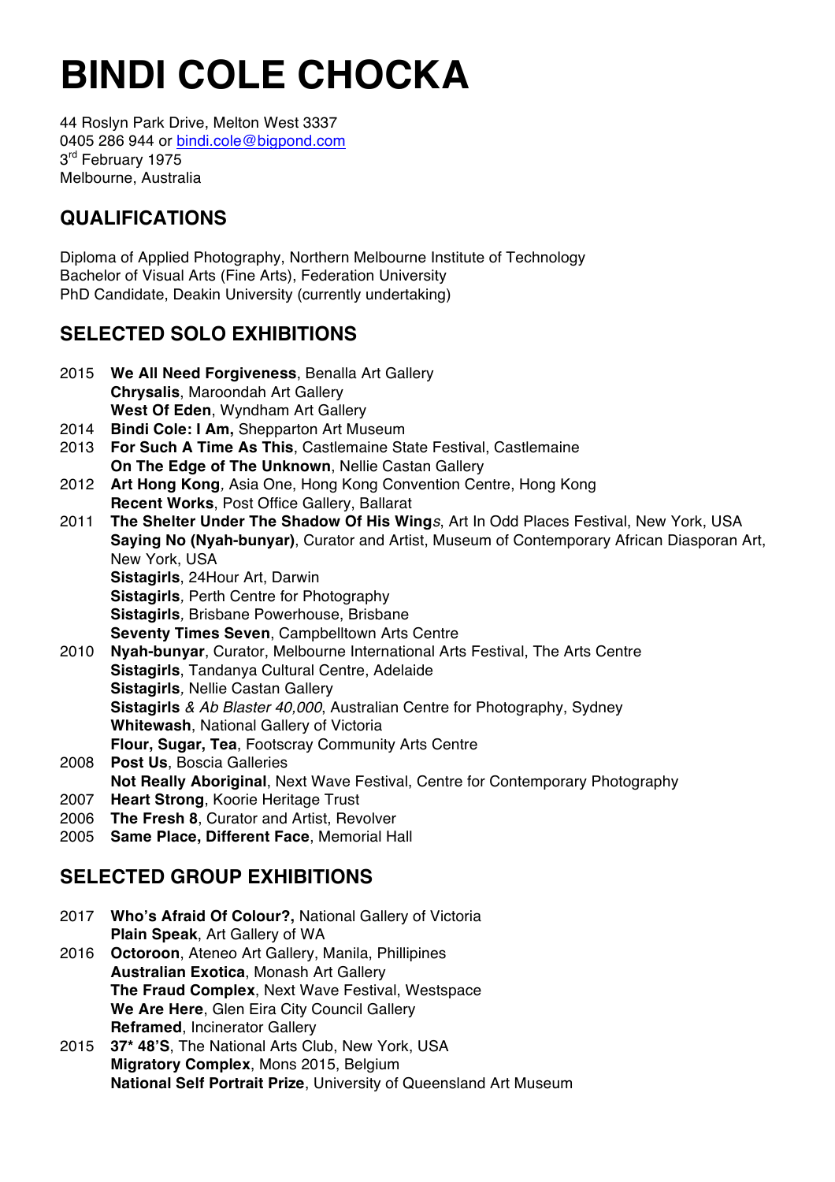# BINDI COLE CHOCKA

44 Roslyn Park Drive, Melton West 3337
0405 286 944 or bindi.cole@bigpond.com
3rd February 1975
Melbourne, Australia

## QUALIFICATIONS

Diploma of Applied Photography, Northern Melbourne Institute of Technology
Bachelor of Visual Arts (Fine Arts), Federation University
PhD Candidate, Deakin University (currently undertaking)

## SELECTED SOLO EXHIBITIONS

2015 **We All Need Forgiveness**, Benalla Art Gallery
**Chrysalis**, Maroondah Art Gallery
**West Of Eden**, Wyndham Art Gallery
2014 **Bindi Cole: I Am,** Shepparton Art Museum
2013 **For Such A Time As This**, Castlemaine State Festival, Castlemaine
**On The Edge of The Unknown**, Nellie Castan Gallery
2012 **Art Hong Kong***,* Asia One, Hong Kong Convention Centre, Hong Kong
**Recent Works**, Post Office Gallery, Ballarat
2011 **The Shelter Under The Shadow Of His Wing***s*, Art In Odd Places Festival, New York, USA
**Saying No (Nyah-bunyar)**, Curator and Artist, Museum of Contemporary African Diasporan Art, New York, USA
**Sistagirls**, 24Hour Art, Darwin
**Sistagirls***,* Perth Centre for Photography
**Sistagirls***,* Brisbane Powerhouse, Brisbane
**Seventy Times Seven**, Campbelltown Arts Centre
2010 **Nyah-bunyar**, Curator, Melbourne International Arts Festival, The Arts Centre
**Sistagirls**, Tandanya Cultural Centre, Adelaide
**Sistagirls***,* Nellie Castan Gallery
**Sistagirls** *& Ab Blaster 40,000*, Australian Centre for Photography, Sydney
**Whitewash**, National Gallery of Victoria
**Flour, Sugar, Tea**, Footscray Community Arts Centre
2008 **Post Us**, Boscia Galleries
**Not Really Aboriginal**, Next Wave Festival, Centre for Contemporary Photography
2007 **Heart Strong**, Koorie Heritage Trust
2006 **The Fresh 8**, Curator and Artist, Revolver
2005 **Same Place, Different Face**, Memorial Hall

## SELECTED GROUP EXHIBITIONS

2017 **Who's Afraid Of Colour?,** National Gallery of Victoria
**Plain Speak**, Art Gallery of WA
2016 **Octoroon**, Ateneo Art Gallery, Manila, Phillipines
**Australian Exotica**, Monash Art Gallery
**The Fraud Complex**, Next Wave Festival, Westspace
**We Are Here**, Glen Eira City Council Gallery
**Reframed**, Incinerator Gallery
2015 **37* 48'S**, The National Arts Club, New York, USA
**Migratory Complex**, Mons 2015, Belgium
**National Self Portrait Prize**, University of Queensland Art Museum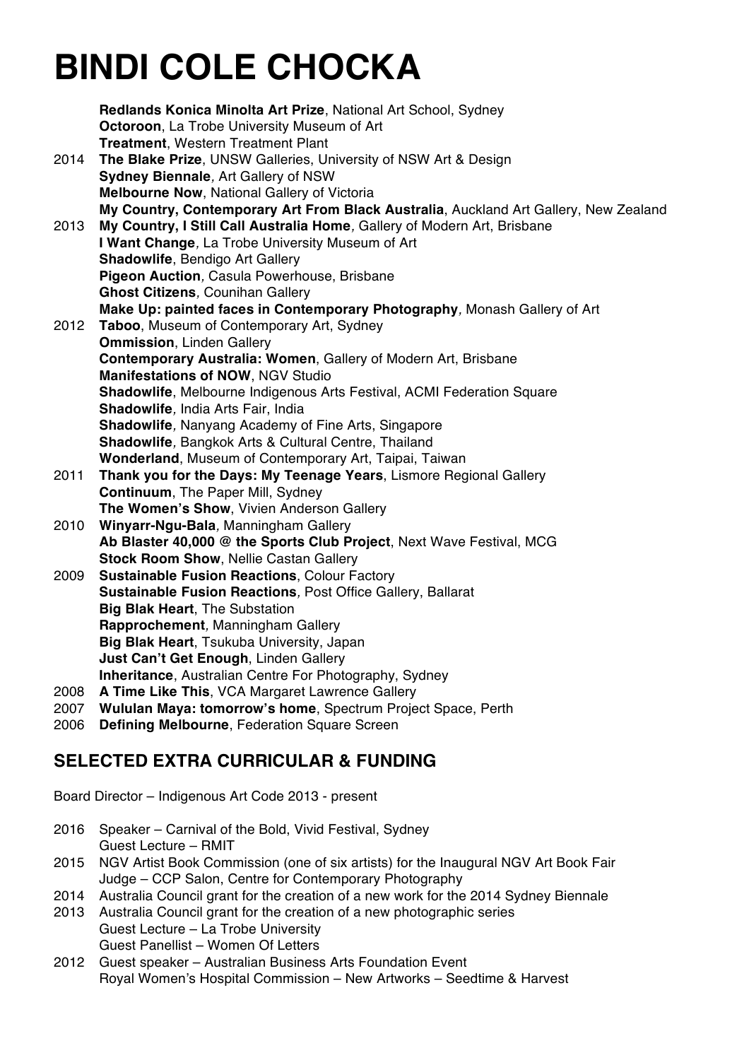# BINDI COLE CHOCKA

**Redlands Konica Minolta Art Prize**, National Art School, Sydney
**Octoroon**, La Trobe University Museum of Art
**Treatment**, Western Treatment Plant

2014 **The Blake Prize**, UNSW Galleries, University of NSW Art & Design
**Sydney Biennale**, Art Gallery of NSW
**Melbourne Now**, National Gallery of Victoria
**My Country, Contemporary Art From Black Australia**, Auckland Art Gallery, New Zealand

2013 **My Country, I Still Call Australia Home**, Gallery of Modern Art, Brisbane
**I Want Change**, La Trobe University Museum of Art
**Shadowlife**, Bendigo Art Gallery
**Pigeon Auction**, Casula Powerhouse, Brisbane
**Ghost Citizens**, Counihan Gallery
**Make Up: painted faces in Contemporary Photography**, Monash Gallery of Art

2012 **Taboo**, Museum of Contemporary Art, Sydney
**Ommission**, Linden Gallery
**Contemporary Australia: Women**, Gallery of Modern Art, Brisbane
**Manifestations of NOW**, NGV Studio
**Shadowlife**, Melbourne Indigenous Arts Festival, ACMI Federation Square
**Shadowlife**, India Arts Fair, India
**Shadowlife**, Nanyang Academy of Fine Arts, Singapore
**Shadowlife**, Bangkok Arts & Cultural Centre, Thailand
**Wonderland**, Museum of Contemporary Art, Taipai, Taiwan

2011 **Thank you for the Days: My Teenage Years**, Lismore Regional Gallery
**Continuum**, The Paper Mill, Sydney
**The Women's Show**, Vivien Anderson Gallery

2010 **Winyarr-Ngu-Bala**, Manningham Gallery
**Ab Blaster 40,000 @ the Sports Club Project**, Next Wave Festival, MCG
**Stock Room Show**, Nellie Castan Gallery

2009 **Sustainable Fusion Reactions**, Colour Factory
**Sustainable Fusion Reactions**, Post Office Gallery, Ballarat
**Big Blak Heart**, The Substation
**Rapprochement**, Manningham Gallery
**Big Blak Heart**, Tsukuba University, Japan
**Just Can't Get Enough**, Linden Gallery
**Inheritance**, Australian Centre For Photography, Sydney

2008 **A Time Like This**, VCA Margaret Lawrence Gallery

2007 **Wululan Maya: tomorrow's home**, Spectrum Project Space, Perth

2006 **Defining Melbourne**, Federation Square Screen

## SELECTED EXTRA CURRICULAR & FUNDING

Board Director – Indigenous Art Code 2013 - present

2016 Speaker – Carnival of the Bold, Vivid Festival, Sydney
Guest Lecture – RMIT

2015 NGV Artist Book Commission (one of six artists) for the Inaugural NGV Art Book Fair
Judge – CCP Salon, Centre for Contemporary Photography

2014 Australia Council grant for the creation of a new work for the 2014 Sydney Biennale

2013 Australia Council grant for the creation of a new photographic series
Guest Lecture – La Trobe University
Guest Panellist – Women Of Letters

2012 Guest speaker – Australian Business Arts Foundation Event
Royal Women's Hospital Commission – New Artworks – Seedtime & Harvest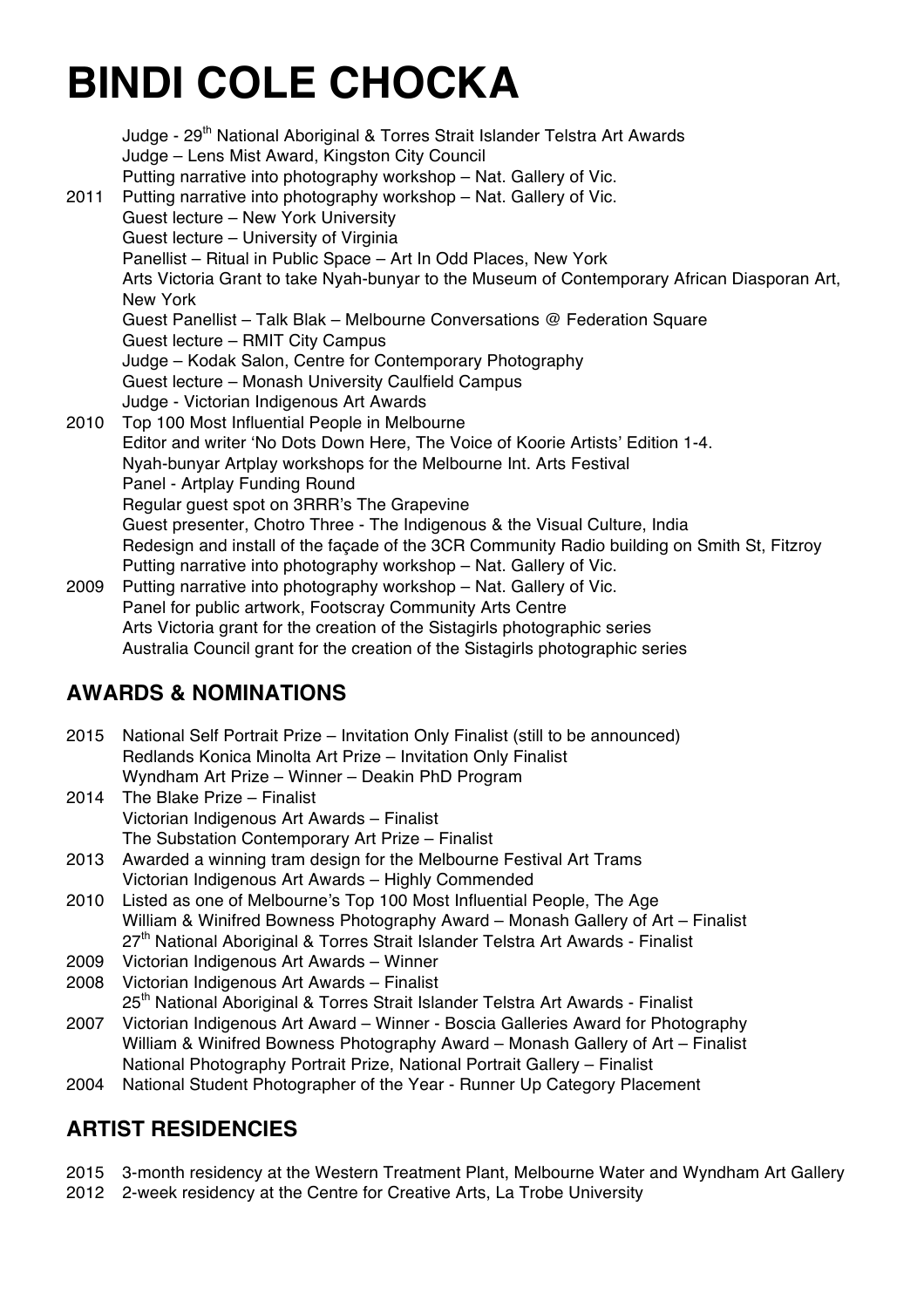# BINDI COLE CHOCKA

Judge - 29th National Aboriginal & Torres Strait Islander Telstra Art Awards
Judge – Lens Mist Award, Kingston City Council
Putting narrative into photography workshop – Nat. Gallery of Vic.

2011 Putting narrative into photography workshop – Nat. Gallery of Vic.
Guest lecture – New York University
Guest lecture – University of Virginia
Panellist – Ritual in Public Space – Art In Odd Places, New York
Arts Victoria Grant to take Nyah-bunyar to the Museum of Contemporary African Diasporan Art, New York
Guest Panellist – Talk Blak – Melbourne Conversations @ Federation Square
Guest lecture – RMIT City Campus
Judge – Kodak Salon, Centre for Contemporary Photography
Guest lecture – Monash University Caulfield Campus
Judge - Victorian Indigenous Art Awards

2010 Top 100 Most Influential People in Melbourne
Editor and writer 'No Dots Down Here, The Voice of Koorie Artists' Edition 1-4.
Nyah-bunyar Artplay workshops for the Melbourne Int. Arts Festival
Panel - Artplay Funding Round
Regular guest spot on 3RRR's The Grapevine
Guest presenter, Chotro Three - The Indigenous & the Visual Culture, India
Redesign and install of the façade of the 3CR Community Radio building on Smith St, Fitzroy
Putting narrative into photography workshop – Nat. Gallery of Vic.

2009 Putting narrative into photography workshop – Nat. Gallery of Vic.
Panel for public artwork, Footscray Community Arts Centre
Arts Victoria grant for the creation of the Sistagirls photographic series
Australia Council grant for the creation of the Sistagirls photographic series

## AWARDS & NOMINATIONS

2015 National Self Portrait Prize – Invitation Only Finalist (still to be announced)
Redlands Konica Minolta Art Prize – Invitation Only Finalist
Wyndham Art Prize – Winner – Deakin PhD Program

2014 The Blake Prize – Finalist
Victorian Indigenous Art Awards – Finalist
The Substation Contemporary Art Prize – Finalist

2013 Awarded a winning tram design for the Melbourne Festival Art Trams
Victorian Indigenous Art Awards – Highly Commended

2010 Listed as one of Melbourne's Top 100 Most Influential People, The Age
William & Winifred Bowness Photography Award – Monash Gallery of Art – Finalist
27th National Aboriginal & Torres Strait Islander Telstra Art Awards - Finalist

2009 Victorian Indigenous Art Awards – Winner

2008 Victorian Indigenous Art Awards – Finalist
25th National Aboriginal & Torres Strait Islander Telstra Art Awards - Finalist

2007 Victorian Indigenous Art Award – Winner - Boscia Galleries Award for Photography
William & Winifred Bowness Photography Award – Monash Gallery of Art – Finalist
National Photography Portrait Prize, National Portrait Gallery – Finalist

2004 National Student Photographer of the Year - Runner Up Category Placement

## ARTIST RESIDENCIES

2015 3-month residency at the Western Treatment Plant, Melbourne Water and Wyndham Art Gallery

2012 2-week residency at the Centre for Creative Arts, La Trobe University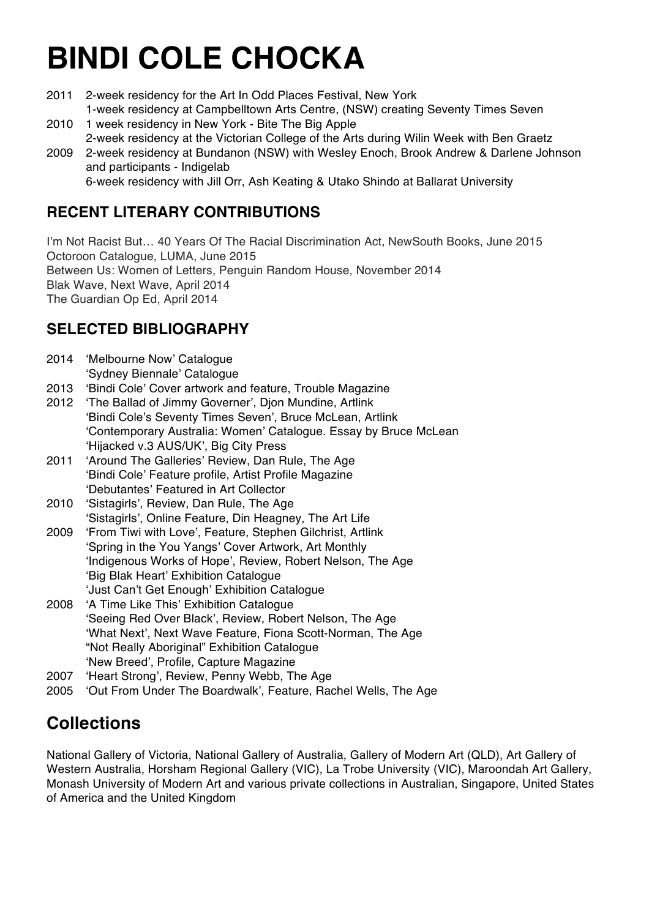# BINDI COLE CHOCKA

2011 2-week residency for the Art In Odd Places Festival, New York
1-week residency at Campbelltown Arts Centre, (NSW) creating Seventy Times Seven

2010 1 week residency in New York - Bite The Big Apple
2-week residency at the Victorian College of the Arts during Wilin Week with Ben Graetz

2009 2-week residency at Bundanon (NSW) with Wesley Enoch, Brook Andrew & Darlene Johnson and participants - Indigelab
6-week residency with Jill Orr, Ash Keating & Utako Shindo at Ballarat University

## RECENT LITERARY CONTRIBUTIONS

I'm Not Racist But… 40 Years Of The Racial Discrimination Act, NewSouth Books, June 2015
Octoroon Catalogue, LUMA, June 2015
Between Us: Women of Letters, Penguin Random House, November 2014
Blak Wave, Next Wave, April 2014
The Guardian Op Ed, April 2014

## SELECTED BIBLIOGRAPHY

2014 'Melbourne Now' Catalogue
'Sydney Biennale' Catalogue

2013 'Bindi Cole' Cover artwork and feature, Trouble Magazine

2012 'The Ballad of Jimmy Governer', Djon Mundine, Artlink
'Bindi Cole's Seventy Times Seven', Bruce McLean, Artlink
'Contemporary Australia: Women' Catalogue. Essay by Bruce McLean
'Hijacked v.3 AUS/UK', Big City Press

2011 'Around The Galleries' Review, Dan Rule, The Age
'Bindi Cole' Feature profile, Artist Profile Magazine
'Debutantes' Featured in Art Collector

2010 'Sistagirls', Review, Dan Rule, The Age
'Sistagirls', Online Feature, Din Heagney, The Art Life

2009 'From Tiwi with Love', Feature, Stephen Gilchrist, Artlink
'Spring in the You Yangs' Cover Artwork, Art Monthly
'Indigenous Works of Hope', Review, Robert Nelson, The Age
'Big Blak Heart' Exhibition Catalogue
'Just Can't Get Enough' Exhibition Catalogue

2008 'A Time Like This' Exhibition Catalogue
'Seeing Red Over Black', Review, Robert Nelson, The Age
'What Next', Next Wave Feature, Fiona Scott-Norman, The Age
"Not Really Aboriginal" Exhibition Catalogue
'New Breed', Profile, Capture Magazine

2007 'Heart Strong', Review, Penny Webb, The Age

2005 'Out From Under The Boardwalk', Feature, Rachel Wells, The Age

## Collections

National Gallery of Victoria, National Gallery of Australia, Gallery of Modern Art (QLD), Art Gallery of Western Australia, Horsham Regional Gallery (VIC), La Trobe University (VIC), Maroondah Art Gallery, Monash University of Modern Art and various private collections in Australian, Singapore, United States of America and the United Kingdom